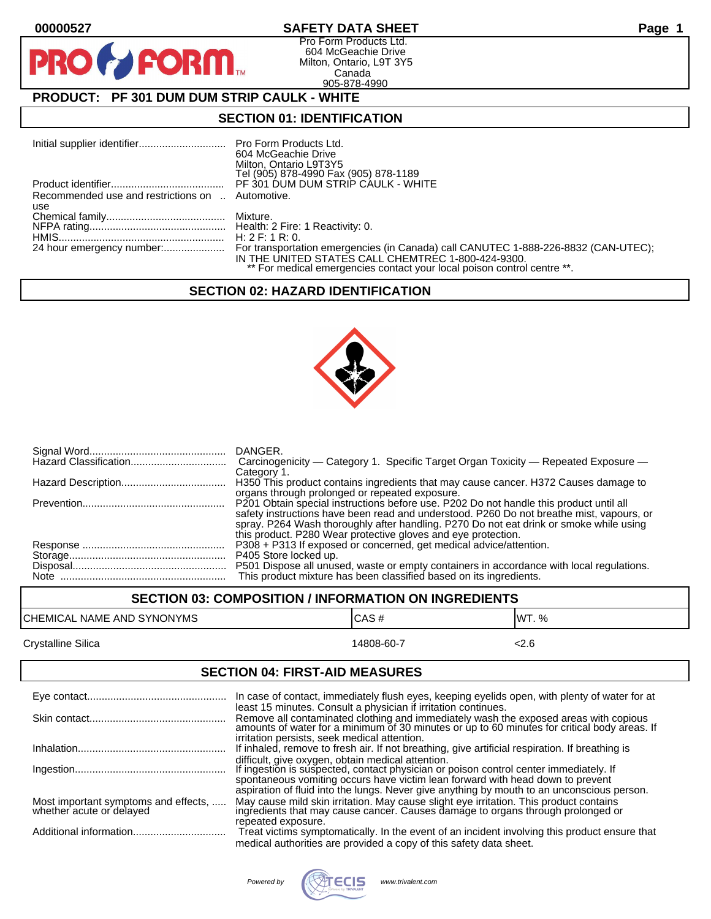00000527

# SAFETY DATA SHEET

Pro Form Products Ltd.
604 McGeachie Drive
Milton, Ontario, L9T 3Y5
Canada
905-878-4990

## PRODUCT: PF 301 DUM DUM STRIP CAULK - WHITE

## SECTION 01: IDENTIFICATION

| | |
|---|---|
| Initial supplier identifier | Pro Form Products Ltd.<br>604 McGeachie Drive<br>Milton, Ontario L9T3Y5<br>Tel (905) 878-4990 Fax (905) 878-1189 |
| Product identifier | PF 301 DUM DUM STRIP CAULK - WHITE |
| Recommended use and restrictions on use | Automotive. |
| Chemical family | Mixture. |
| NFPA rating | Health: 2 Fire: 1 Reactivity: 0. |
| HMIS | H: 2 F: 1 R: 0. |
| 24 hour emergency number: | For transportation emergencies (in Canada) call CANUTEC 1-888-226-8832 (CAN-UTEC); IN THE UNITED STATES CALL CHEMTREC 1-800-424-9300.<br>** For medical emergencies contact your local poison control centre **. |

## SECTION 02: HAZARD IDENTIFICATION

| | |
|---|---|
| Signal Word | DANGER. |
| Hazard Classification | Carcinogenicity — Category 1. Specific Target Organ Toxicity — Repeated Exposure — Category 1. |
| Hazard Description | H350 This product contains ingredients that may cause cancer. H372 Causes damage to organs through prolonged or repeated exposure. |
| Prevention | P201 Obtain special instructions before use. P202 Do not handle this product until all safety instructions have been read and understood. P260 Do not breathe mist, vapours, or spray. P264 Wash thoroughly after handling. P270 Do not eat drink or smoke while using this product. P280 Wear protective gloves and eye protection. |
| Response | P308 + P313 If exposed or concerned, get medical advice/attention. |
| Storage | P405 Store locked up. |
| Disposal | P501 Dispose all unused, waste or empty containers in accordance with local regulations. |
| Note | This product mixture has been classified based on its ingredients. |

## SECTION 03: COMPOSITION / INFORMATION ON INGREDIENTS

| CHEMICAL NAME AND SYNONYMS | CAS # | WT. % |
|---|---|---|
| Crystalline Silica | 14808-60-7 | <2.6 |

## SECTION 04: FIRST-AID MEASURES

| | |
|---|---|
| Eye contact | In case of contact, immediately flush eyes, keeping eyelids open, with plenty of water for at least 15 minutes. Consult a physician if irritation continues. |
| Skin contact | Remove all contaminated clothing and immediately wash the exposed areas with copious amounts of water for a minimum of 30 minutes or up to 60 minutes for critical body areas. If irritation persists, seek medical attention. |
| Inhalation | If inhaled, remove to fresh air. If not breathing, give artificial respiration. If breathing is difficult, give oxygen, obtain medical attention. |
| Ingestion | If ingestion is suspected, contact physician or poison control center immediately. If spontaneous vomiting occurs have victim lean forward with head down to prevent aspiration of fluid into the lungs. Never give anything by mouth to an unconscious person. |
| Most important symptoms and effects, whether acute or delayed | May cause mild skin irritation. May cause slight eye irritation. This product contains ingredients that may cause cancer. Causes damage to organs through prolonged or repeated exposure. |
| Additional information | Treat victims symptomatically. In the event of an incident involving this product ensure that medical authorities are provided a copy of this safety data sheet. |

Powered by TECIS www.trivalent.com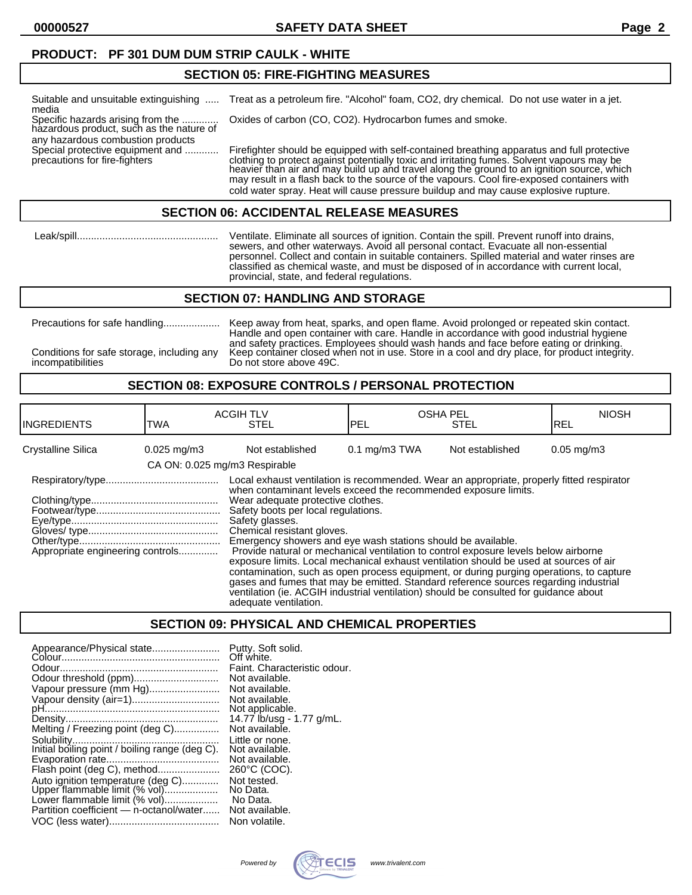**PRODUCT: PF 301 DUM DUM STRIP CAULK - WHITE**

## SECTION 05: FIRE-FIGHTING MEASURES

| | |
|---|---|
| Suitable and unsuitable extinguishing media | Treat as a petroleum fire. "Alcohol" foam, $CO_2$, dry chemical. Do not use water in a jet. |
| Specific hazards arising from the hazardous product, such as the nature of any hazardous combustion products | Oxides of carbon (CO, $CO_2$). Hydrocarbon fumes and smoke. |
| Special protective equipment and precautions for fire-fighters | Firefighter should be equipped with self-contained breathing apparatus and full protective clothing to protect against potentially toxic and irritating fumes. Solvent vapours may be heavier than air and may build up and travel along the ground to an ignition source, which may result in a flash back to the source of the vapours. Cool fire-exposed containers with cold water spray. Heat will cause pressure buildup and may cause explosive rupture. |

## SECTION 06: ACCIDENTAL RELEASE MEASURES

| | |
|---|---|
| Leak/spill | Ventilate. Eliminate all sources of ignition. Contain the spill. Prevent runoff into drains, sewers, and other waterways. Avoid all personal contact. Evacuate all non-essential personnel. Collect and contain in suitable containers. Spilled material and water rinses are classified as chemical waste, and must be disposed of in accordance with current local, provincial, state, and federal regulations. |

## SECTION 07: HANDLING AND STORAGE

| | |
|---|---|
| Precautions for safe handling | Keep away from heat, sparks, and open flame. Avoid prolonged or repeated skin contact. Handle and open container with care. Handle in accordance with good industrial hygiene and safety practices. Employees should wash hands and face before eating or drinking. |
| Conditions for safe storage, including any incompatibilities | Keep container closed when not in use. Store in a cool and dry place, for product integrity. Do not store above 49C. |

## SECTION 08: EXPOSURE CONTROLS / PERSONAL PROTECTION

| INGREDIENTS | ACGIH TLV TWA | ACGIH TLV STEL | OSHA PEL PEL | OSHA PEL STEL | NIOSH REL |
|---|---|---|---|---|---|
| Crystalline Silica | 0.025 mg/m3 | Not established | 0.1 mg/m3 TWA | Not established | 0.05 mg/m3 |
| | CA ON: 0.025 mg/m3 Respirable | | | | |

| | |
|---|---|
| Respiratory/type | Local exhaust ventilation is recommended. Wear an appropriate, properly fitted respirator when contaminant levels exceed the recommended exposure limits. |
| Clothing/type | Wear adequate protective clothes. |
| Footwear/type | Safety boots per local regulations. |
| Eye/type | Safety glasses. |
| Gloves/ type | Chemical resistant gloves. |
| Other/type | Emergency showers and eye wash stations should be available. |
| Appropriate engineering controls | Provide natural or mechanical ventilation to control exposure levels below airborne exposure limits. Local mechanical exhaust ventilation should be used at sources of air contamination, such as open process equipment, or during purging operations, to capture gases and fumes that may be emitted. Standard reference sources regarding industrial ventilation (ie. ACGIH industrial ventilation) should be consulted for guidance about adequate ventilation. |

## SECTION 09: PHYSICAL AND CHEMICAL PROPERTIES

| | |
|---|---|
| Appearance/Physical state | Putty. Soft solid. |
| Colour | Off white. |
| Odour | Faint. Characteristic odour. |
| Odour threshold (ppm) | Not available. |
| Vapour pressure (mm Hg) | Not available. |
| Vapour density (air=1) | Not available. |
| pH | Not applicable. |
| Density | 14.77 lb/usg - 1.77 g/mL. |
| Melting / Freezing point (deg C) | Not available. |
| Solubility | Little or none. |
| Initial boiling point / boiling range (deg C). | Not available. |
| Evaporation rate | Not available. |
| Flash point (deg C), method | 260°C (COC). |
| Auto ignition temperature (deg C) | Not tested. |
| Upper flammable limit (% vol) | No Data. |
| Lower flammable limit (% vol) | No Data. |
| Partition coefficient — n-octanol/water | Not available. |
| VOC (less water) | Non volatile. |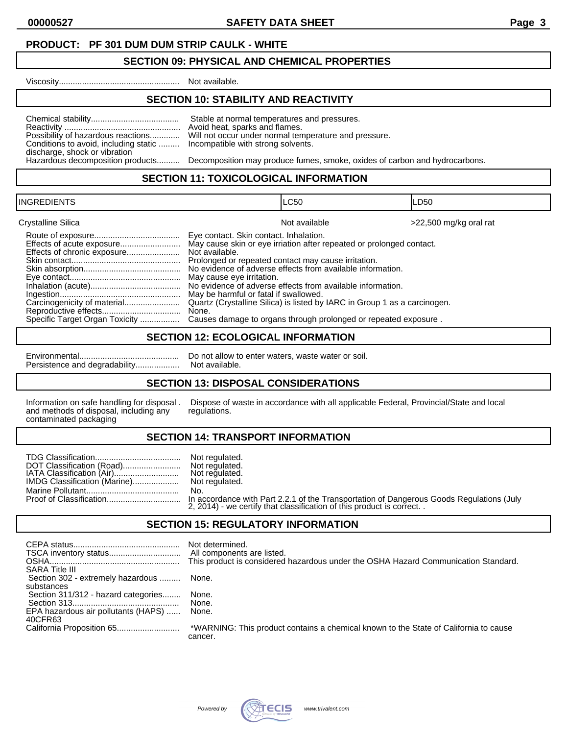**PRODUCT: PF 301 DUM DUM STRIP CAULK - WHITE**

## SECTION 09: PHYSICAL AND CHEMICAL PROPERTIES

Viscosity.................................................... Not available.

## SECTION 10: STABILITY AND REACTIVITY

Chemical stability...................................... Stable at normal temperatures and pressures.
Reactivity .................................................. Avoid heat, sparks and flames.
Possibility of hazardous reactions............. Will not occur under normal temperature and pressure.
Conditions to avoid, including static discharge, shock or vibration ......... Incompatible with strong solvents.
Hazardous decomposition products.......... Decomposition may produce fumes, smoke, oxides of carbon and hydrocarbons.

## SECTION 11: TOXICOLOGICAL INFORMATION

| INGREDIENTS | LC50 | LD50 |
|---|---|---|
| Crystalline Silica | Not available | >22,500 mg/kg oral rat |

Route of exposure..................................... Eye contact. Skin contact. Inhalation.
Effects of acute exposure.......................... May cause skin or eye irriation after repeated or prolonged contact.
Effects of chronic exposure....................... Not available.
Skin contact............................................... Prolonged or repeated contact may cause irritation.
Skin absorption.......................................... No evidence of adverse effects from available information.
Eye contact................................................ May cause eye irritation.
Inhalation (acute)....................................... No evidence of adverse effects from available information.
Ingestion.................................................... May be harmful or fatal if swallowed.
Carcinogenicity of material........................ Quartz (Crystalline Silica) is listed by IARC in Group 1 as a carcinogen.
Reproductive effects.................................. None.
Specific Target Organ Toxicity ................. Causes damage to organs through prolonged or repeated exposure .

## SECTION 12: ECOLOGICAL INFORMATION

Environmental........................................... Do not allow to enter waters, waste water or soil.
Persistence and degradability................... Not available.

## SECTION 13: DISPOSAL CONSIDERATIONS

Information on safe handling for disposal and methods of disposal, including any contaminated packaging . Dispose of waste in accordance with all applicable Federal, Provincial/State and local regulations.

## SECTION 14: TRANSPORT INFORMATION

TDG Classification..................................... Not regulated.
DOT Classification (Road)......................... Not regulated.
IATA Classification (Air)............................ Not regulated.
IMDG Classification (Marine).................... Not regulated.
Marine Pollutant......................................... No.
Proof of Classification................................ In accordance with Part 2.2.1 of the Transportation of Dangerous Goods Regulations (July 2, 2014) - we certify that classification of this product is correct. .

## SECTION 15: REGULATORY INFORMATION

CEPA status.............................................. Not determined.
TSCA inventory status............................... All components are listed.
OSHA......................................................... This product is considered hazardous under the OSHA Hazard Communication Standard.
SARA Title III
Section 302 - extremely hazardous substances ......... None.
Section 311/312 - hazard categories........ None.
Section 313............................................. None.
EPA hazardous air pollutants (HAPS) 40CFR63 ...... None.
California Proposition 65........................... *WARNING: This product contains a chemical known to the State of California to cause cancer.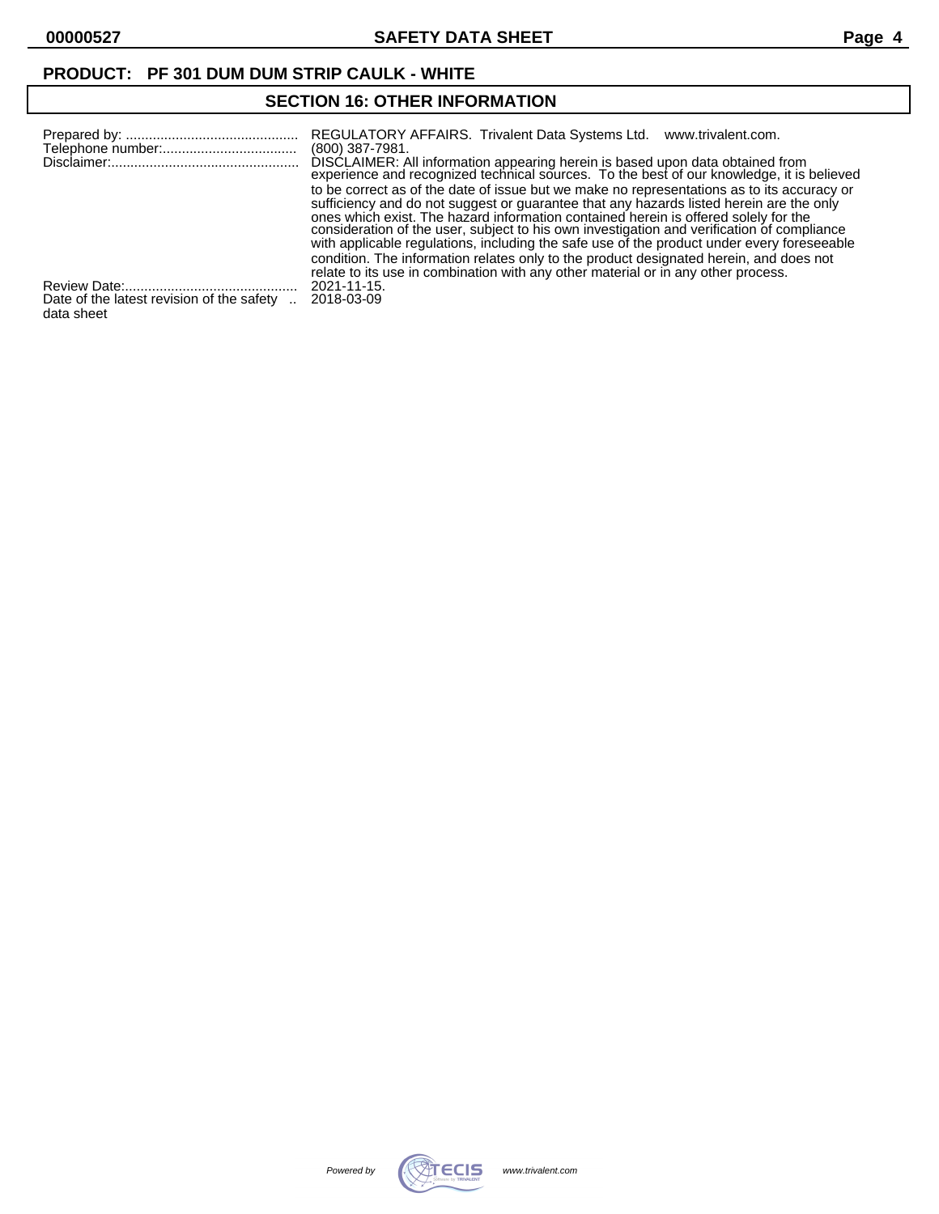**PRODUCT: PF 301 DUM DUM STRIP CAULK - WHITE**

## SECTION 16: OTHER INFORMATION

| | |
|---|---|
| Prepared by: | REGULATORY AFFAIRS. Trivalent Data Systems Ltd. www.trivalent.com. |
| Telephone number: | (800) 387-7981. |
| Disclaimer: | DISCLAIMER: All information appearing herein is based upon data obtained from experience and recognized technical sources. To the best of our knowledge, it is believed to be correct as of the date of issue but we make no representations as to its accuracy or sufficiency and do not suggest or guarantee that any hazards listed herein are the only ones which exist. The hazard information contained herein is offered solely for the consideration of the user, subject to his own investigation and verification of compliance with applicable regulations, including the safe use of the product under every foreseeable condition. The information relates only to the product designated herein, and does not relate to its use in combination with any other material or in any other process. |
| Review Date: | 2021-11-15. |
| Date of the latest revision of the safety data sheet | 2018-03-09 |